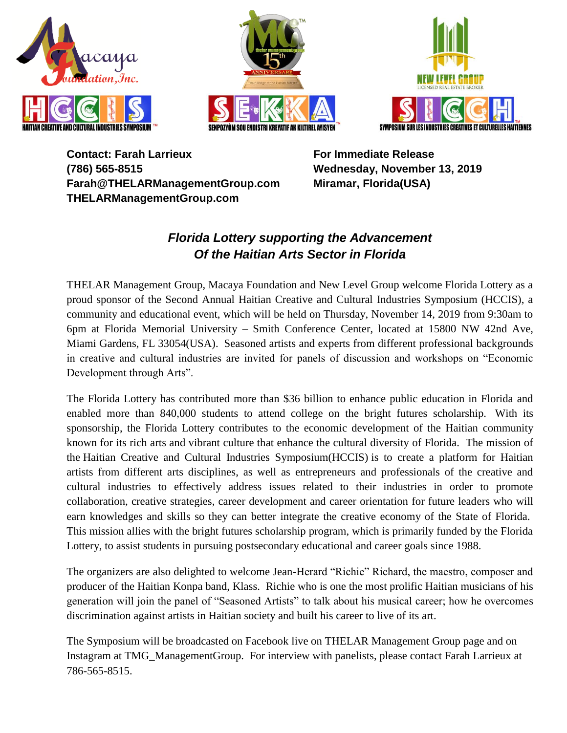Contact: Farah Larrieux
(786) 565-8515
Farah@THELARManagementGroup.com
THELARManagementGroup.com

For Immediate Release
Wednesday, November 13, 2019
Miramar, Florida(USA)

## *Florida Lottery supporting the Advancement Of the Haitian Arts Sector in Florida*

THELAR Management Group, Macaya Foundation and New Level Group welcome Florida Lottery as a proud sponsor of the Second Annual Haitian Creative and Cultural Industries Symposium (HCCIS), a community and educational event, which will be held on Thursday, November 14, 2019 from 9:30am to 6pm at Florida Memorial University – Smith Conference Center, located at 15800 NW 42nd Ave, Miami Gardens, FL 33054(USA). Seasoned artists and experts from different professional backgrounds in creative and cultural industries are invited for panels of discussion and workshops on "Economic Development through Arts".

The Florida Lottery has contributed more than $36 billion to enhance public education in Florida and enabled more than 840,000 students to attend college on the bright futures scholarship. With its sponsorship, the Florida Lottery contributes to the economic development of the Haitian community known for its rich arts and vibrant culture that enhance the cultural diversity of Florida. The mission of the Haitian Creative and Cultural Industries Symposium(HCCIS) is to create a platform for Haitian artists from different arts disciplines, as well as entrepreneurs and professionals of the creative and cultural industries to effectively address issues related to their industries in order to promote collaboration, creative strategies, career development and career orientation for future leaders who will earn knowledges and skills so they can better integrate the creative economy of the State of Florida. This mission allies with the bright futures scholarship program, which is primarily funded by the Florida Lottery, to assist students in pursuing postsecondary educational and career goals since 1988.

The organizers are also delighted to welcome Jean-Herard "Richie" Richard, the maestro, composer and producer of the Haitian Konpa band, Klass. Richie who is one the most prolific Haitian musicians of his generation will join the panel of "Seasoned Artists" to talk about his musical career; how he overcomes discrimination against artists in Haitian society and built his career to live of its art.

The Symposium will be broadcasted on Facebook live on THELAR Management Group page and on Instagram at TMG_ManagementGroup. For interview with panelists, please contact Farah Larrieux at 786-565-8515.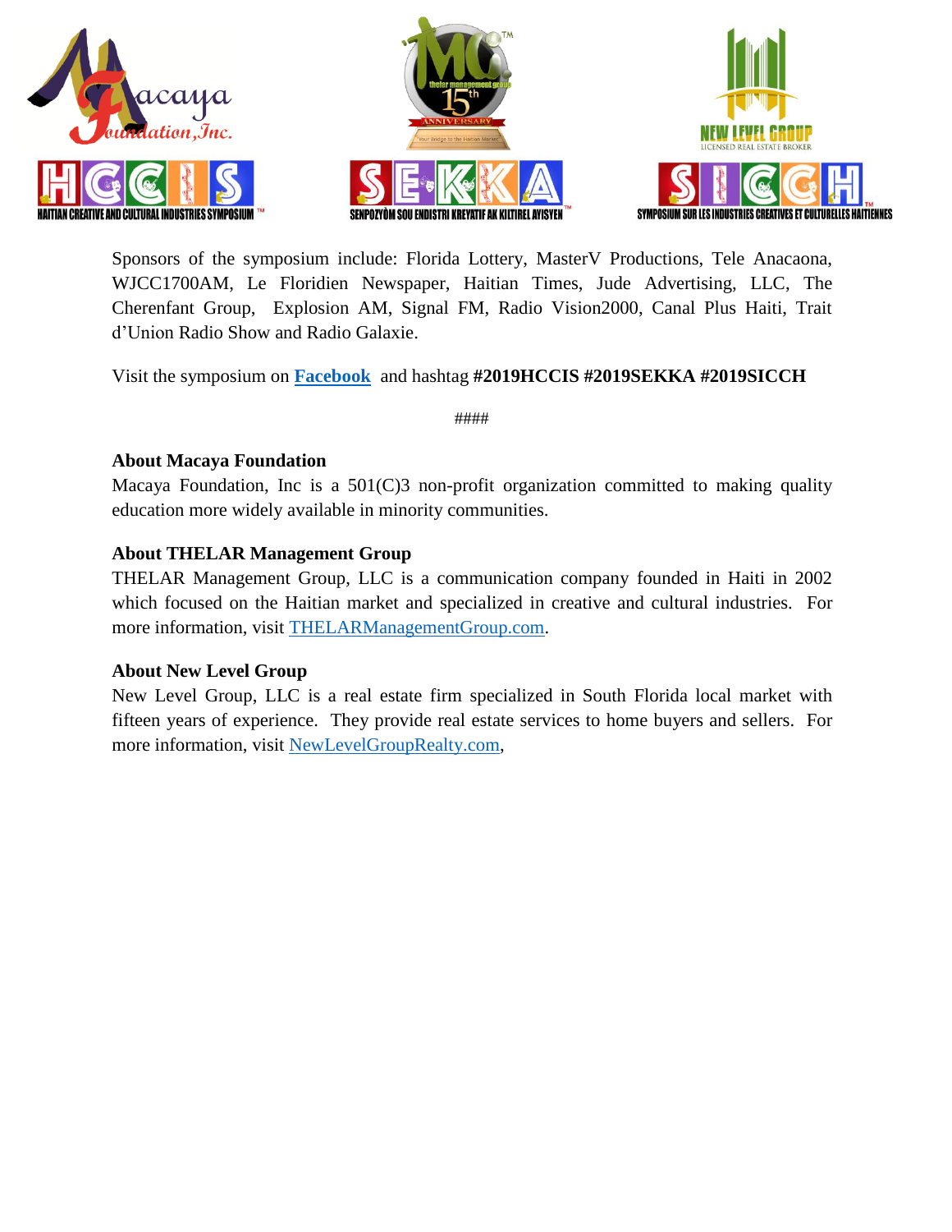Sponsors of the symposium include: Florida Lottery, MasterV Productions, Tele Anacaona, WJCC1700AM, Le Floridien Newspaper, Haitian Times, Jude Advertising, LLC, The Cherenfant Group, Explosion AM, Signal FM, Radio Vision2000, Canal Plus Haiti, Trait d'Union Radio Show and Radio Galaxie.

Visit the symposium on **Facebook** and hashtag **#2019HCCIS #2019SEKKA #2019SICCH**

####

**About Macaya Foundation**
Macaya Foundation, Inc is a 501(C)3 non-profit organization committed to making quality education more widely available in minority communities.

**About THELAR Management Group**
THELAR Management Group, LLC is a communication company founded in Haiti in 2002 which focused on the Haitian market and specialized in creative and cultural industries. For more information, visit THELARManagementGroup.com.

**About New Level Group**
New Level Group, LLC is a real estate firm specialized in South Florida local market with fifteen years of experience. They provide real estate services to home buyers and sellers. For more information, visit NewLevelGroupRealty.com,